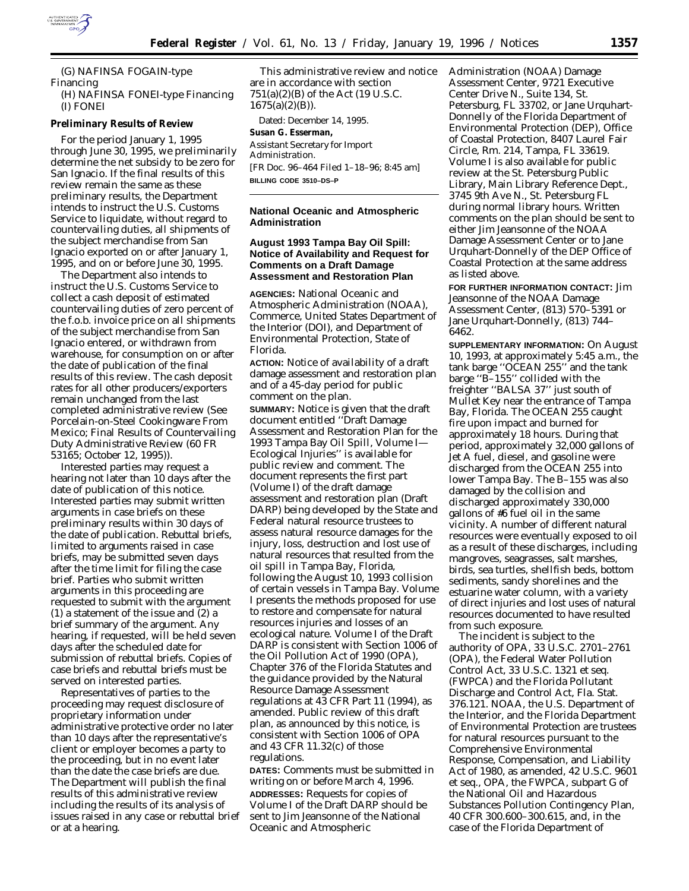(G) NAFINSA FOGAIN-type Financing

(H) NAFINSA FONEI-type Financing

(I) FONEI

**Preliminary Results of Review**

For the period January 1, 1995 through June 30, 1995, we preliminarily determine the net subsidy to be zero for San Ignacio. If the final results of this review remain the same as these preliminary results, the Department intends to instruct the U.S. Customs Service to liquidate, without regard to countervailing duties, all shipments of the subject merchandise from San Ignacio exported on or after January 1, 1995, and on or before June 30, 1995.

The Department also intends to instruct the U.S. Customs Service to collect a cash deposit of estimated countervailing duties of zero percent of the f.o.b. invoice price on all shipments of the subject merchandise from San Ignacio entered, or withdrawn from warehouse, for consumption on or after the date of publication of the final results of this review. The cash deposit rates for all other producers/exporters remain unchanged from the last completed administrative review (See Porcelain-on-Steel Cookingware From Mexico; Final Results of Countervailing Duty Administrative Review (60 FR 53165; October 12, 1995)).

Interested parties may request a hearing not later than 10 days after the date of publication of this notice. Interested parties may submit written arguments in case briefs on these preliminary results within 30 days of the date of publication. Rebuttal briefs, limited to arguments raised in case briefs, may be submitted seven days after the time limit for filing the case brief. Parties who submit written arguments in this proceeding are requested to submit with the argument (1) a statement of the issue and (2) a brief summary of the argument. Any hearing, if requested, will be held seven days after the scheduled date for submission of rebuttal briefs. Copies of case briefs and rebuttal briefs must be served on interested parties.

Representatives of parties to the proceeding may request disclosure of proprietary information under administrative protective order no later than 10 days after the representative's client or employer becomes a party to the proceeding, but in no event later than the date the case briefs are due. The Department will publish the final results of this administrative review including the results of its analysis of issues raised in any case or rebuttal brief or at a hearing.

This administrative review and notice are in accordance with section 751(a)(2)(B) of the Act (19 U.S.C. 1675(a)(2)(B)).

Dated: December 14, 1995.

**Susan G. Esserman,**

*Assistant Secretary for Import Administration.*

[FR Doc. 96–464 Filed 1–18–96; 8:45 am]

**BILLING CODE 3510–DS–P**

## National Oceanic and Atmospheric Administration

### August 1993 Tampa Bay Oil Spill: Notice of Availability and Request for Comments on a Draft Damage Assessment and Restoration Plan

**AGENCIES:** National Oceanic and Atmospheric Administration (NOAA), Commerce, United States Department of the Interior (DOI), and Department of Environmental Protection, State of Florida.

**ACTION:** Notice of availability of a draft damage assessment and restoration plan and of a 45-day period for public comment on the plan.

**SUMMARY:** Notice is given that the draft document entitled "Draft Damage Assessment and Restoration Plan for the 1993 Tampa Bay Oil Spill, Volume I—Ecological Injuries" is available for public review and comment. The document represents the first part (Volume I) of the draft damage assessment and restoration plan (Draft DARP) being developed by the State and Federal natural resource trustees to assess natural resource damages for the injury, loss, destruction and lost use of natural resources that resulted from the oil spill in Tampa Bay, Florida, following the August 10, 1993 collision of certain vessels in Tampa Bay. Volume I presents the methods proposed for use to restore and compensate for natural resources injuries and losses of an ecological nature. Volume I of the Draft DARP is consistent with Section 1006 of the Oil Pollution Act of 1990 (OPA), Chapter 376 of the Florida Statutes and the guidance provided by the Natural Resource Damage Assessment regulations at 43 CFR Part 11 (1994), as amended. Public review of this draft plan, as announced by this notice, is consistent with Section 1006 of OPA and 43 CFR 11.32(c) of those regulations.

**DATES:** Comments must be submitted in writing on or before March 4, 1996.

**ADDRESSES:** Requests for copies of Volume I of the Draft DARP should be sent to Jim Jeansonne of the National Oceanic and Atmospheric Administration (NOAA) Damage Assessment Center, 9721 Executive Center Drive N., Suite 134, St. Petersburg, FL 33702, or Jane Urquhart-Donnelly of the Florida Department of Environmental Protection (DEP), Office of Coastal Protection, 8407 Laurel Fair Circle, Rm. 214, Tampa, FL 33619. Volume I is also available for public review at the St. Petersburg Public Library, Main Library Reference Dept., 3745 9th Ave N., St. Petersburg FL during normal library hours. Written comments on the plan should be sent to either Jim Jeansonne of the NOAA Damage Assessment Center or to Jane Urquhart-Donnelly of the DEP Office of Coastal Protection at the same address as listed above.

**FOR FURTHER INFORMATION CONTACT:** Jim Jeansonne of the NOAA Damage Assessment Center, (813) 570–5391 or Jane Urquhart-Donnelly, (813) 744–6462.

**SUPPLEMENTARY INFORMATION:** On August 10, 1993, at approximately 5:45 a.m., the tank barge "OCEAN 255" and the tank barge "B–155" collided with the freighter "BALSA 37" just south of Mullet Key near the entrance of Tampa Bay, Florida. The OCEAN 255 caught fire upon impact and burned for approximately 18 hours. During that period, approximately 32,000 gallons of Jet A fuel, diesel, and gasoline were discharged from the OCEAN 255 into lower Tampa Bay. The B–155 was also damaged by the collision and discharged approximately 330,000 gallons of #6 fuel oil in the same vicinity. A number of different natural resources were eventually exposed to oil as a result of these discharges, including mangroves, seagrasses, salt marshes, birds, sea turtles, shellfish beds, bottom sediments, sandy shorelines and the estuarine water column, with a variety of direct injuries and lost uses of natural resources documented to have resulted from such exposure.

The incident is subject to the authority of OPA, 33 U.S.C. 2701–2761 (OPA), the Federal Water Pollution Control Act, 33 U.S.C. 1321 et seq. (FWPCA) and the Florida Pollutant Discharge and Control Act, Fla. Stat. 376.121. NOAA, the U.S. Department of the Interior, and the Florida Department of Environmental Protection are trustees for natural resources pursuant to the Comprehensive Environmental Response, Compensation, and Liability Act of 1980, as amended, 42 U.S.C. 9601 et seq., OPA, the FWPCA, subpart G of the National Oil and Hazardous Substances Pollution Contingency Plan, 40 CFR 300.600–300.615, and, in the case of the Florida Department of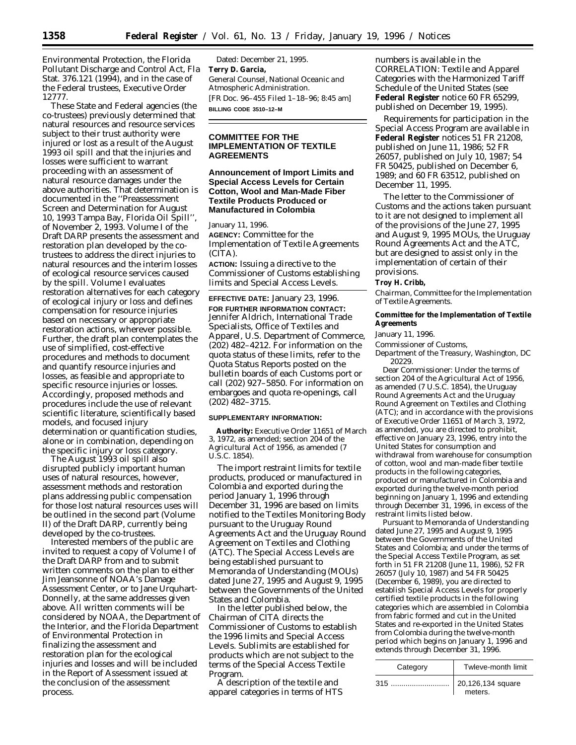Environmental Protection, the Florida Pollutant Discharge and Control Act, Fla Stat. 376.121 (1994), and in the case of the Federal trustees, Executive Order 12777.

These State and Federal agencies (the co-trustees) previously determined that natural resources and resource services subject to their trust authority were injured or lost as a result of the August 1993 oil spill and that the injuries and losses were sufficient to warrant proceeding with an assessment of natural resource damages under the above authorities. That determination is documented in the ''Preassessment Screen and Determination for August 10, 1993 Tampa Bay, Florida Oil Spill'', of November 2, 1993. Volume I of the Draft DARP presents the assessment and restoration plan developed by the co-trustees to address the direct injuries to natural resources and the interim losses of ecological resource services caused by the spill. Volume I evaluates restoration alternatives for each category of ecological injury or loss and defines compensation for resource injuries based on necessary or appropriate restoration actions, wherever possible. Further, the draft plan contemplates the use of simplified, cost-effective procedures and methods to document and quantify resource injuries and losses, as feasible and appropriate to specific resource injuries or losses. Accordingly, proposed methods and procedures include the use of relevant scientific literature, scientifically based models, and focused injury determination or quantification studies, alone or in combination, depending on the specific injury or loss category.

The August 1993 oil spill also disrupted publicly important human uses of natural resources, however, assessment methods and restoration plans addressing public compensation for those lost natural resources uses will be outlined in the second part (Volume II) of the Draft DARP, currently being developed by the co-trustees.

Interested members of the public are invited to request a copy of Volume I of the Draft DARP from and to submit written comments on the plan to either Jim Jeansonne of NOAA's Damage Assessment Center, or to Jane Urquhart-Donnelly, at the same addresses given above. All written comments will be considered by NOAA, the Department of the Interior, and the Florida Department of Environmental Protection in finalizing the assessment and restoration plan for the ecological injuries and losses and will be included in the Report of Assessment issued at the conclusion of the assessment process.

Dated: December 21, 1995.

**Terry D. Garcia,**

*General Counsel, National Oceanic and Atmospheric Administration.*

[FR Doc. 96–455 Filed 1–18–96; 8:45 am]

**BILLING CODE 3510–12–M**

## COMMITTEE FOR THE IMPLEMENTATION OF TEXTILE AGREEMENTS

### Announcement of Import Limits and Special Access Levels for Certain Cotton, Wool and Man-Made Fiber Textile Products Produced or Manufactured in Colombia

January 11, 1996.

**AGENCY:** Committee for the Implementation of Textile Agreements (CITA).

**ACTION:** Issuing a directive to the Commissioner of Customs establishing limits and Special Access Levels.

**EFFECTIVE DATE:** January 23, 1996.

**FOR FURTHER INFORMATION CONTACT:** Jennifer Aldrich, International Trade Specialists, Office of Textiles and Apparel, U.S. Department of Commerce, (202) 482–4212. For information on the quota status of these limits, refer to the Quota Status Reports posted on the bulletin boards of each Customs port or call (202) 927–5850. For information on embargoes and quota re-openings, call (202) 482–3715.

**SUPPLEMENTARY INFORMATION:**

***Authority:*** Executive Order 11651 of March 3, 1972, as amended; section 204 of the Agricultural Act of 1956, as amended (7 U.S.C. 1854).

The import restraint limits for textile products, produced or manufactured in Colombia and exported during the period January 1, 1996 through December 31, 1996 are based on limits notified to the Textiles Monitoring Body pursuant to the Uruguay Round Agreements Act and the Uruguay Round Agreement on Textiles and Clothing (ATC). The Special Access Levels are being established pursuant to Memoranda of Understanding (MOUs) dated June 27, 1995 and August 9, 1995 between the Governments of the United States and Colombia.

In the letter published below, the Chairman of CITA directs the Commissioner of Customs to establish the 1996 limits and Special Access Levels. Sublimits are established for products which are not subject to the terms of the Special Access Textile Program.

A description of the textile and apparel categories in terms of HTS numbers is available in the CORRELATION: Textile and Apparel Categories with the Harmonized Tariff Schedule of the United States (see **Federal Register** notice 60 FR 65299, published on December 19, 1995).

Requirements for participation in the Special Access Program are available in **Federal Register** notices 51 FR 21208, published on June 11, 1986; 52 FR 26057, published on July 10, 1987; 54 FR 50425, published on December 6, 1989; and 60 FR 63512, published on December 11, 1995.

The letter to the Commissioner of Customs and the actions taken pursuant to it are not designed to implement all of the provisions of the June 27, 1995 and August 9, 1995 MOUs, the Uruguay Round Agreements Act and the ATC, but are designed to assist only in the implementation of certain of their provisions.

**Troy H. Cribb,**

*Chairman, Committee for the Implementation of Textile Agreements.*

**Committee for the Implementation of Textile Agreements**

January 11, 1996.

Commissioner of Customs,

*Department of the Treasury, Washington, DC 20229.*

Dear Commissioner: Under the terms of section 204 of the Agricultural Act of 1956, as amended (7 U.S.C. 1854), the Uruguay Round Agreements Act and the Uruguay Round Agreement on Textiles and Clothing (ATC); and in accordance with the provisions of Executive Order 11651 of March 3, 1972, as amended, you are directed to prohibit, effective on January 23, 1996, entry into the United States for consumption and withdrawal from warehouse for consumption of cotton, wool and man-made fiber textile products in the following categories, produced or manufactured in Colombia and exported during the twelve-month period beginning on January 1, 1996 and extending through December 31, 1996, in excess of the restraint limits listed below.

Pursuant to Memoranda of Understanding dated June 27, 1995 and August 9, 1995 between the Governments of the United States and Colombia; and under the terms of the Special Access Textile Program, as set forth in 51 FR 21208 (June 11, 1986), 52 FR 26057 (July 10, 1987) and 54 FR 50425 (December 6, 1989), you are directed to establish Special Access Levels for properly certified textile products in the following categories which are assembled in Colombia from fabric formed and cut in the United States and re-exported in the United States from Colombia during the twelve-month period which begins on January 1, 1996 and extends through December 31, 1996.

| Category | Twleve-month limit |
|---|---|
| 315 | 20,126,134 square meters. |